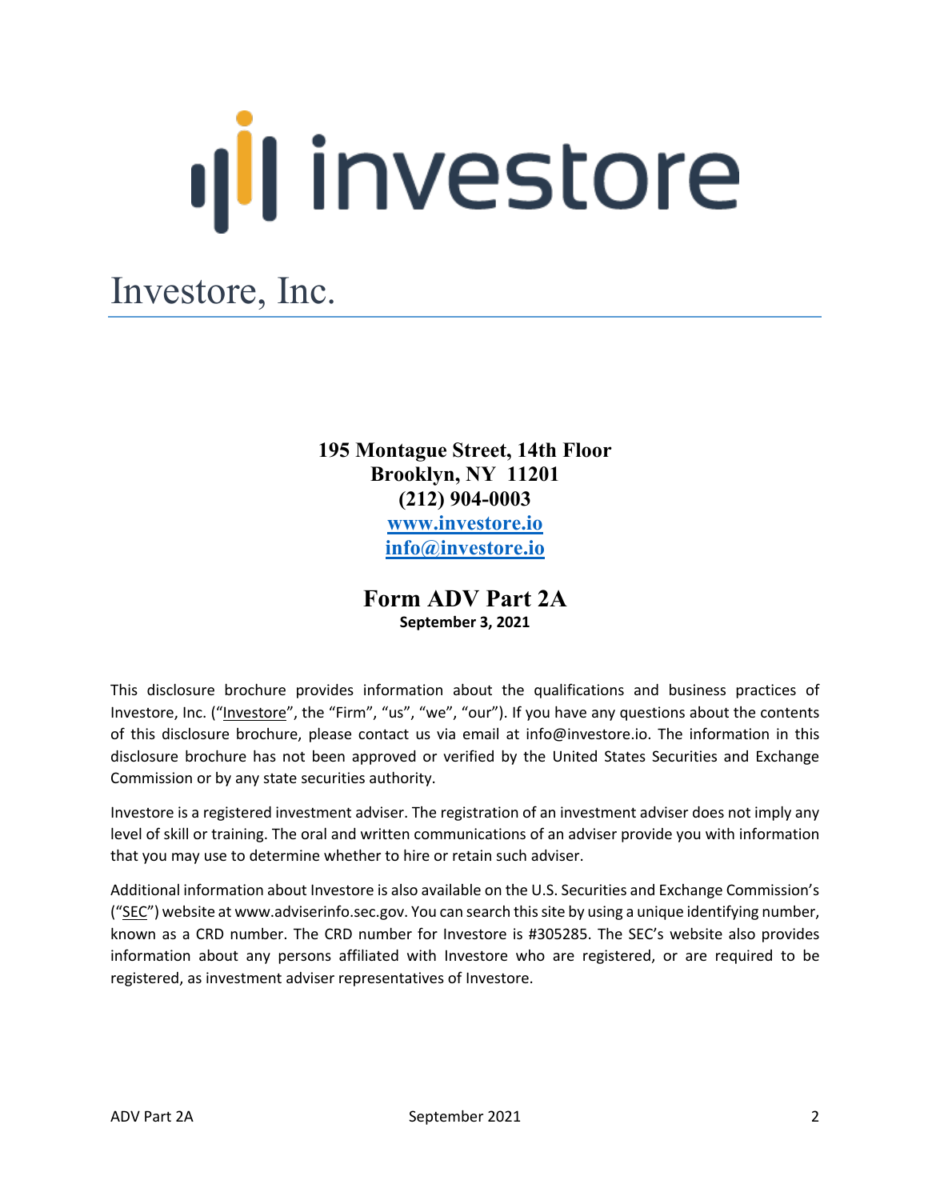# investore

# Investore, Inc.

**195 Montague Street, 14th Floor**
**Brooklyn, NY 11201**
**(212) 904-0003**
**www.investore.io**
**info@investore.io**

## Form ADV Part 2A

**September 3, 2021**

This disclosure brochure provides information about the qualifications and business practices of Investore, Inc. ("Investore", the "Firm", "us", "we", "our"). If you have any questions about the contents of this disclosure brochure, please contact us via email at info@investore.io. The information in this disclosure brochure has not been approved or verified by the United States Securities and Exchange Commission or by any state securities authority.

Investore is a registered investment adviser. The registration of an investment adviser does not imply any level of skill or training. The oral and written communications of an adviser provide you with information that you may use to determine whether to hire or retain such adviser.

Additional information about Investore is also available on the U.S. Securities and Exchange Commission's ("SEC") website at www.adviserinfo.sec.gov. You can search this site by using a unique identifying number, known as a CRD number. The CRD number for Investore is #305285. The SEC's website also provides information about any persons affiliated with Investore who are registered, or are required to be registered, as investment adviser representatives of Investore.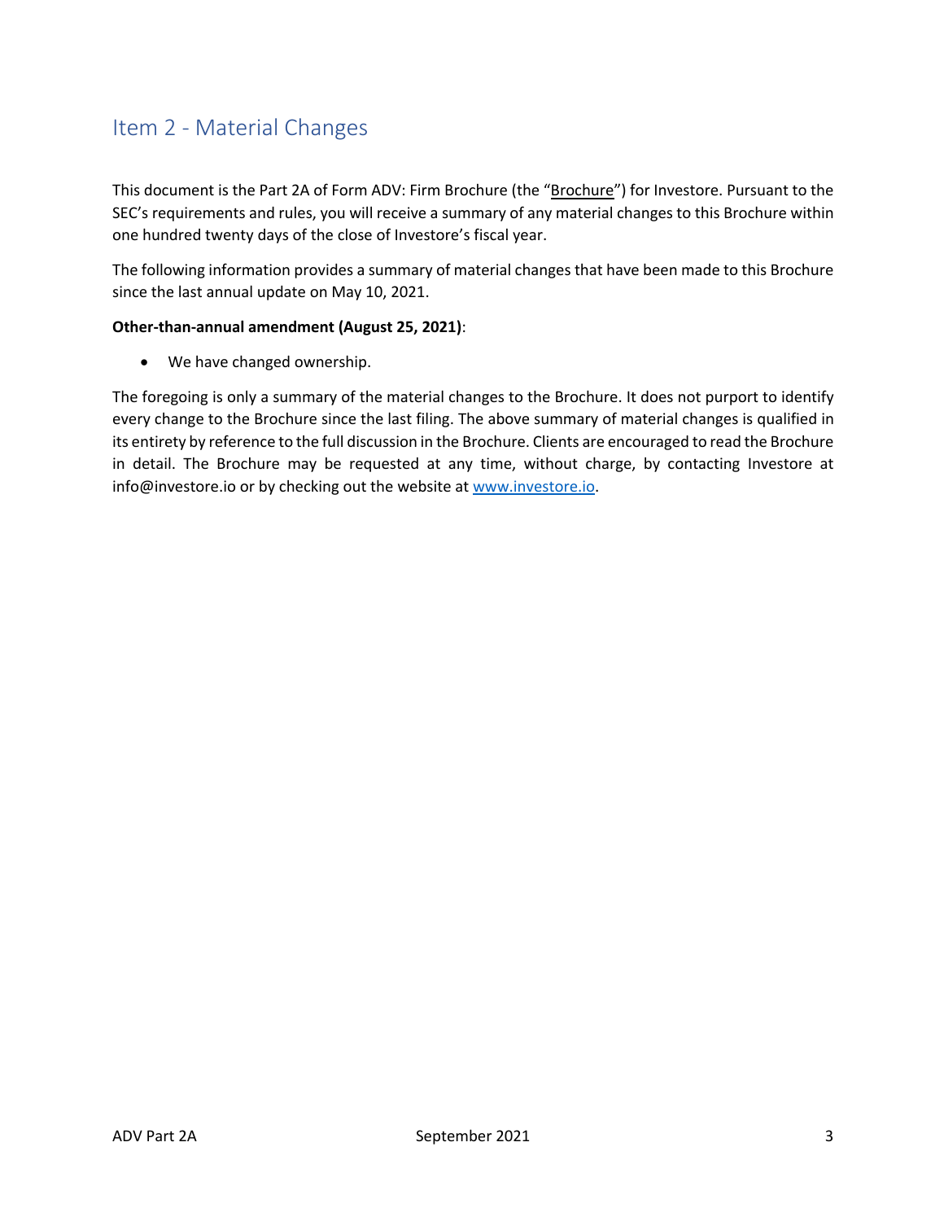## Item 2 - Material Changes

This document is the Part 2A of Form ADV: Firm Brochure (the "Brochure") for Investore. Pursuant to the SEC's requirements and rules, you will receive a summary of any material changes to this Brochure within one hundred twenty days of the close of Investore's fiscal year.

The following information provides a summary of material changes that have been made to this Brochure since the last annual update on May 10, 2021.

**Other-than-annual amendment (August 25, 2021)**:

- We have changed ownership.

The foregoing is only a summary of the material changes to the Brochure. It does not purport to identify every change to the Brochure since the last filing. The above summary of material changes is qualified in its entirety by reference to the full discussion in the Brochure. Clients are encouraged to read the Brochure in detail. The Brochure may be requested at any time, without charge, by contacting Investore at info@investore.io or by checking out the website at [www.investore.io](http://www.investore.io).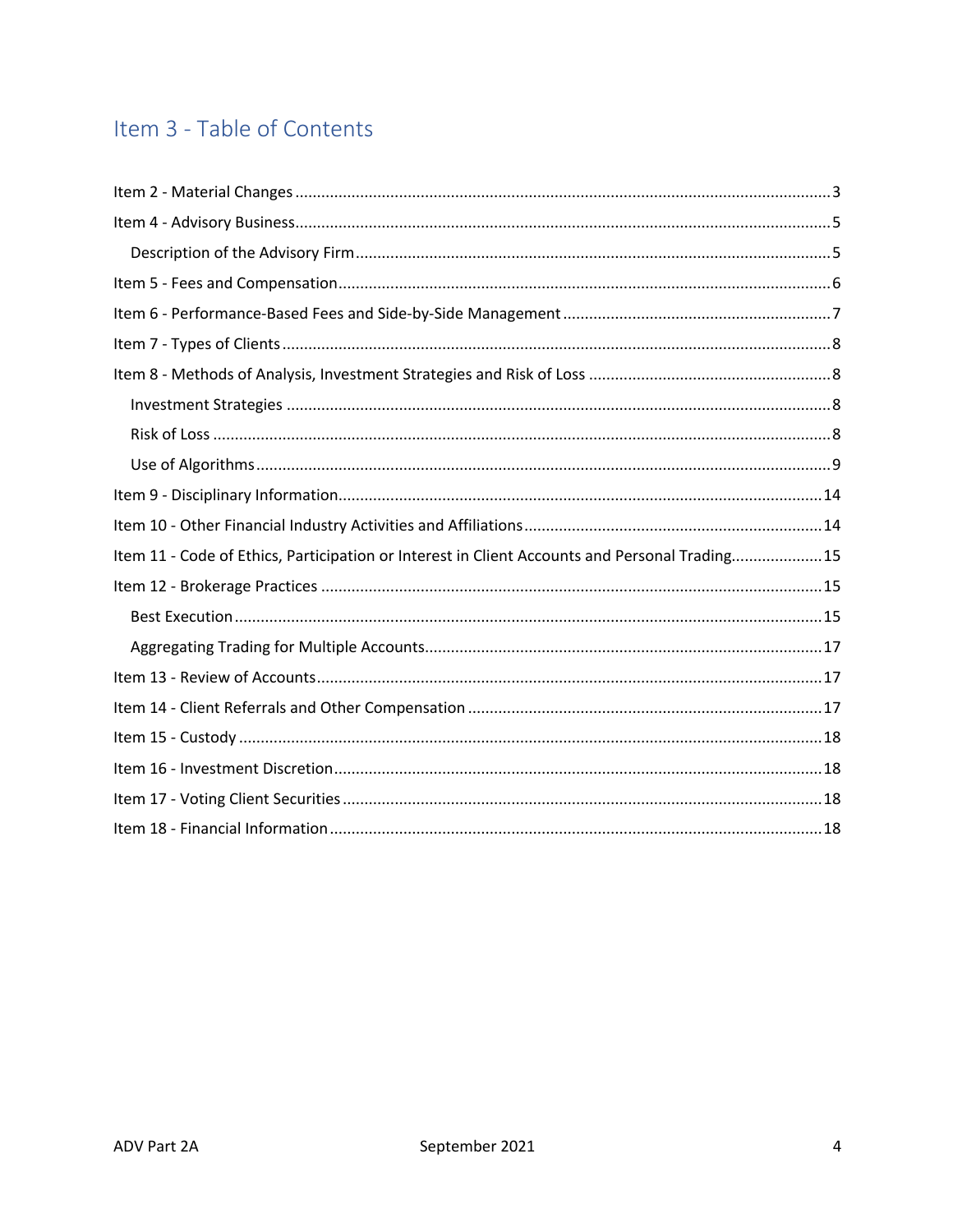# Item 3 - Table of Contents

Item 2 - Material Changes .......... 3

Item 4 - Advisory Business .......... 5

- Description of the Advisory Firm .......... 5

Item 5 - Fees and Compensation .......... 6

Item 6 - Performance-Based Fees and Side-by-Side Management .......... 7

Item 7 - Types of Clients .......... 8

Item 8 - Methods of Analysis, Investment Strategies and Risk of Loss .......... 8

- Investment Strategies .......... 8
- Risk of Loss .......... 8
- Use of Algorithms .......... 9

Item 9 - Disciplinary Information .......... 14

Item 10 - Other Financial Industry Activities and Affiliations .......... 14

Item 11 - Code of Ethics, Participation or Interest in Client Accounts and Personal Trading .......... 15

Item 12 - Brokerage Practices .......... 15

- Best Execution .......... 15
- Aggregating Trading for Multiple Accounts .......... 17

Item 13 - Review of Accounts .......... 17

Item 14 - Client Referrals and Other Compensation .......... 17

Item 15 - Custody .......... 18

Item 16 - Investment Discretion .......... 18

Item 17 - Voting Client Securities .......... 18

Item 18 - Financial Information .......... 18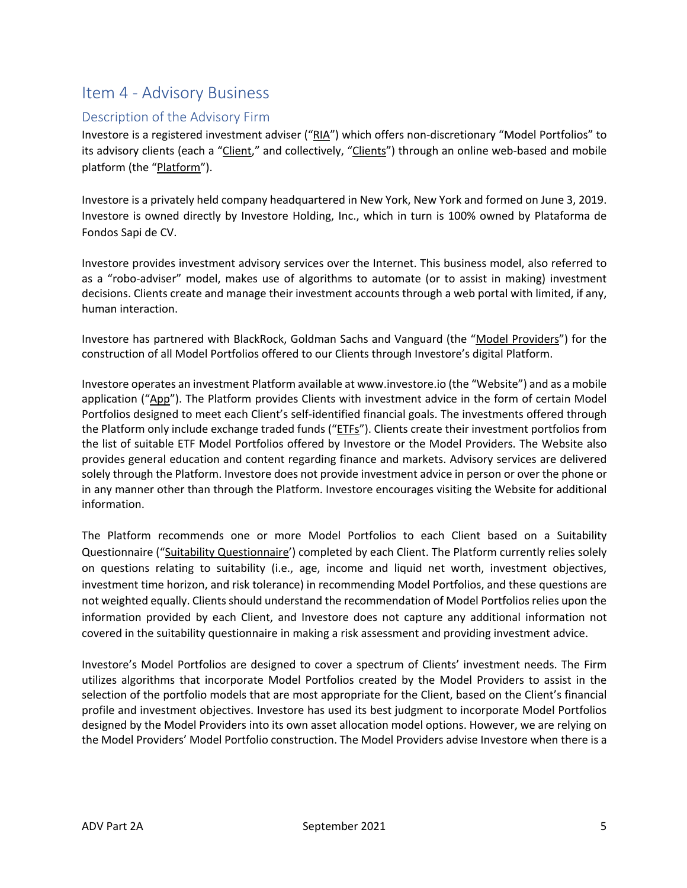# Item 4 - Advisory Business

## Description of the Advisory Firm

Investore is a registered investment adviser ("RIA") which offers non-discretionary "Model Portfolios" to its advisory clients (each a "Client," and collectively, "Clients") through an online web-based and mobile platform (the "Platform").

Investore is a privately held company headquartered in New York, New York and formed on June 3, 2019. Investore is owned directly by Investore Holding, Inc., which in turn is 100% owned by Plataforma de Fondos Sapi de CV.

Investore provides investment advisory services over the Internet. This business model, also referred to as a "robo-adviser" model, makes use of algorithms to automate (or to assist in making) investment decisions. Clients create and manage their investment accounts through a web portal with limited, if any, human interaction.

Investore has partnered with BlackRock, Goldman Sachs and Vanguard (the "Model Providers") for the construction of all Model Portfolios offered to our Clients through Investore's digital Platform.

Investore operates an investment Platform available at www.investore.io (the "Website") and as a mobile application ("App"). The Platform provides Clients with investment advice in the form of certain Model Portfolios designed to meet each Client's self-identified financial goals. The investments offered through the Platform only include exchange traded funds ("ETFs"). Clients create their investment portfolios from the list of suitable ETF Model Portfolios offered by Investore or the Model Providers. The Website also provides general education and content regarding finance and markets. Advisory services are delivered solely through the Platform. Investore does not provide investment advice in person or over the phone or in any manner other than through the Platform. Investore encourages visiting the Website for additional information.

The Platform recommends one or more Model Portfolios to each Client based on a Suitability Questionnaire ("Suitability Questionnaire') completed by each Client. The Platform currently relies solely on questions relating to suitability (i.e., age, income and liquid net worth, investment objectives, investment time horizon, and risk tolerance) in recommending Model Portfolios, and these questions are not weighted equally. Clients should understand the recommendation of Model Portfolios relies upon the information provided by each Client, and Investore does not capture any additional information not covered in the suitability questionnaire in making a risk assessment and providing investment advice.

Investore's Model Portfolios are designed to cover a spectrum of Clients' investment needs. The Firm utilizes algorithms that incorporate Model Portfolios created by the Model Providers to assist in the selection of the portfolio models that are most appropriate for the Client, based on the Client's financial profile and investment objectives. Investore has used its best judgment to incorporate Model Portfolios designed by the Model Providers into its own asset allocation model options. However, we are relying on the Model Providers' Model Portfolio construction. The Model Providers advise Investore when there is a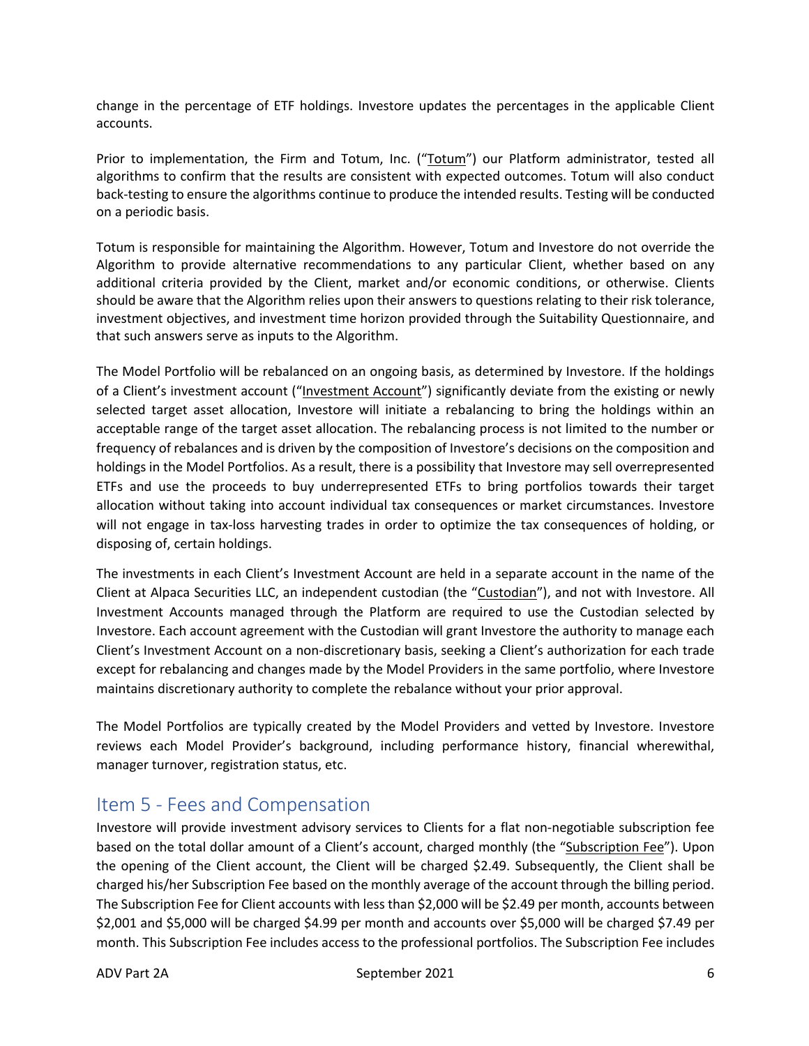change in the percentage of ETF holdings. Investore updates the percentages in the applicable Client accounts.

Prior to implementation, the Firm and Totum, Inc. ("Totum") our Platform administrator, tested all algorithms to confirm that the results are consistent with expected outcomes. Totum will also conduct back-testing to ensure the algorithms continue to produce the intended results. Testing will be conducted on a periodic basis.

Totum is responsible for maintaining the Algorithm. However, Totum and Investore do not override the Algorithm to provide alternative recommendations to any particular Client, whether based on any additional criteria provided by the Client, market and/or economic conditions, or otherwise. Clients should be aware that the Algorithm relies upon their answers to questions relating to their risk tolerance, investment objectives, and investment time horizon provided through the Suitability Questionnaire, and that such answers serve as inputs to the Algorithm.

The Model Portfolio will be rebalanced on an ongoing basis, as determined by Investore. If the holdings of a Client's investment account ("Investment Account") significantly deviate from the existing or newly selected target asset allocation, Investore will initiate a rebalancing to bring the holdings within an acceptable range of the target asset allocation. The rebalancing process is not limited to the number or frequency of rebalances and is driven by the composition of Investore's decisions on the composition and holdings in the Model Portfolios. As a result, there is a possibility that Investore may sell overrepresented ETFs and use the proceeds to buy underrepresented ETFs to bring portfolios towards their target allocation without taking into account individual tax consequences or market circumstances. Investore will not engage in tax-loss harvesting trades in order to optimize the tax consequences of holding, or disposing of, certain holdings.

The investments in each Client's Investment Account are held in a separate account in the name of the Client at Alpaca Securities LLC, an independent custodian (the "Custodian"), and not with Investore. All Investment Accounts managed through the Platform are required to use the Custodian selected by Investore. Each account agreement with the Custodian will grant Investore the authority to manage each Client's Investment Account on a non-discretionary basis, seeking a Client's authorization for each trade except for rebalancing and changes made by the Model Providers in the same portfolio, where Investore maintains discretionary authority to complete the rebalance without your prior approval.

The Model Portfolios are typically created by the Model Providers and vetted by Investore. Investore reviews each Model Provider's background, including performance history, financial wherewithal, manager turnover, registration status, etc.

## Item 5 - Fees and Compensation

Investore will provide investment advisory services to Clients for a flat non-negotiable subscription fee based on the total dollar amount of a Client's account, charged monthly (the "Subscription Fee"). Upon the opening of the Client account, the Client will be charged $2.49. Subsequently, the Client shall be charged his/her Subscription Fee based on the monthly average of the account through the billing period. The Subscription Fee for Client accounts with less than $2,000 will be $2.49 per month, accounts between $2,001 and $5,000 will be charged $4.99 per month and accounts over $5,000 will be charged $7.49 per month. This Subscription Fee includes access to the professional portfolios. The Subscription Fee includes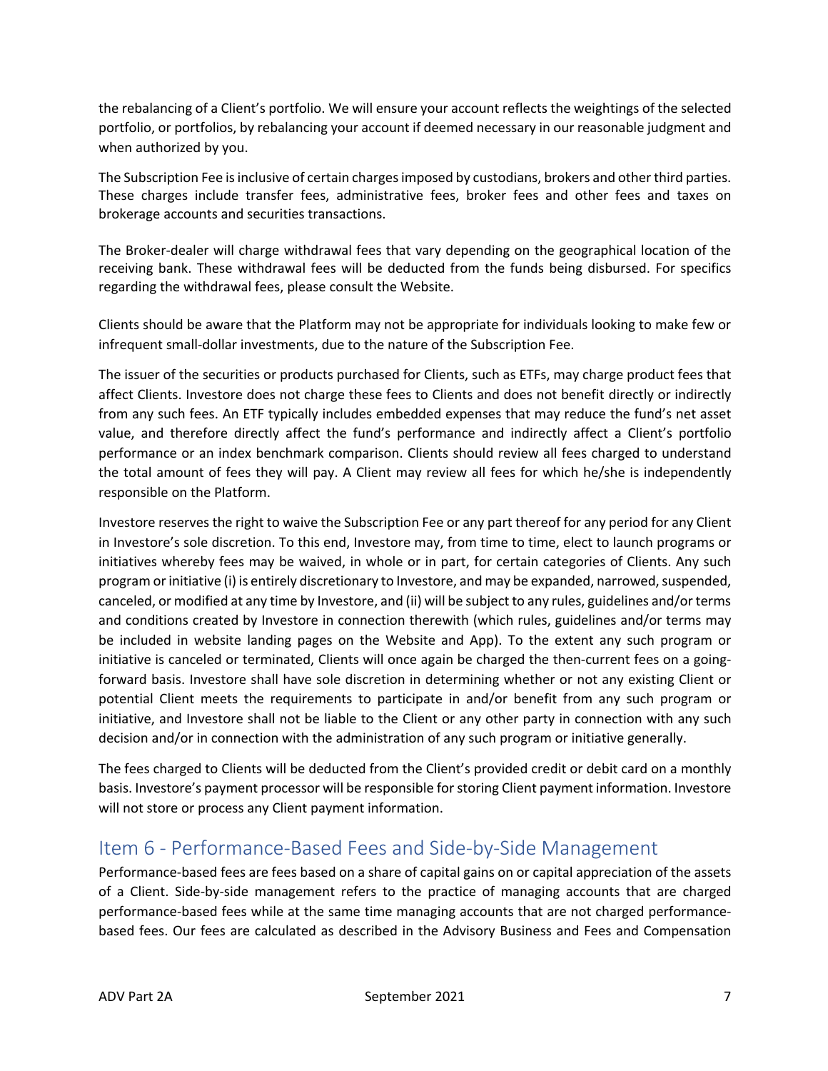the rebalancing of a Client's portfolio. We will ensure your account reflects the weightings of the selected portfolio, or portfolios, by rebalancing your account if deemed necessary in our reasonable judgment and when authorized by you.

The Subscription Fee is inclusive of certain charges imposed by custodians, brokers and other third parties. These charges include transfer fees, administrative fees, broker fees and other fees and taxes on brokerage accounts and securities transactions.

The Broker-dealer will charge withdrawal fees that vary depending on the geographical location of the receiving bank. These withdrawal fees will be deducted from the funds being disbursed. For specifics regarding the withdrawal fees, please consult the Website.

Clients should be aware that the Platform may not be appropriate for individuals looking to make few or infrequent small-dollar investments, due to the nature of the Subscription Fee.

The issuer of the securities or products purchased for Clients, such as ETFs, may charge product fees that affect Clients. Investore does not charge these fees to Clients and does not benefit directly or indirectly from any such fees. An ETF typically includes embedded expenses that may reduce the fund's net asset value, and therefore directly affect the fund's performance and indirectly affect a Client's portfolio performance or an index benchmark comparison. Clients should review all fees charged to understand the total amount of fees they will pay. A Client may review all fees for which he/she is independently responsible on the Platform.

Investore reserves the right to waive the Subscription Fee or any part thereof for any period for any Client in Investore's sole discretion. To this end, Investore may, from time to time, elect to launch programs or initiatives whereby fees may be waived, in whole or in part, for certain categories of Clients. Any such program or initiative (i) is entirely discretionary to Investore, and may be expanded, narrowed, suspended, canceled, or modified at any time by Investore, and (ii) will be subject to any rules, guidelines and/or terms and conditions created by Investore in connection therewith (which rules, guidelines and/or terms may be included in website landing pages on the Website and App). To the extent any such program or initiative is canceled or terminated, Clients will once again be charged the then-current fees on a going-forward basis. Investore shall have sole discretion in determining whether or not any existing Client or potential Client meets the requirements to participate in and/or benefit from any such program or initiative, and Investore shall not be liable to the Client or any other party in connection with any such decision and/or in connection with the administration of any such program or initiative generally.

The fees charged to Clients will be deducted from the Client's provided credit or debit card on a monthly basis. Investore's payment processor will be responsible for storing Client payment information. Investore will not store or process any Client payment information.

## Item 6 - Performance-Based Fees and Side-by-Side Management

Performance-based fees are fees based on a share of capital gains on or capital appreciation of the assets of a Client. Side-by-side management refers to the practice of managing accounts that are charged performance-based fees while at the same time managing accounts that are not charged performance-based fees. Our fees are calculated as described in the Advisory Business and Fees and Compensation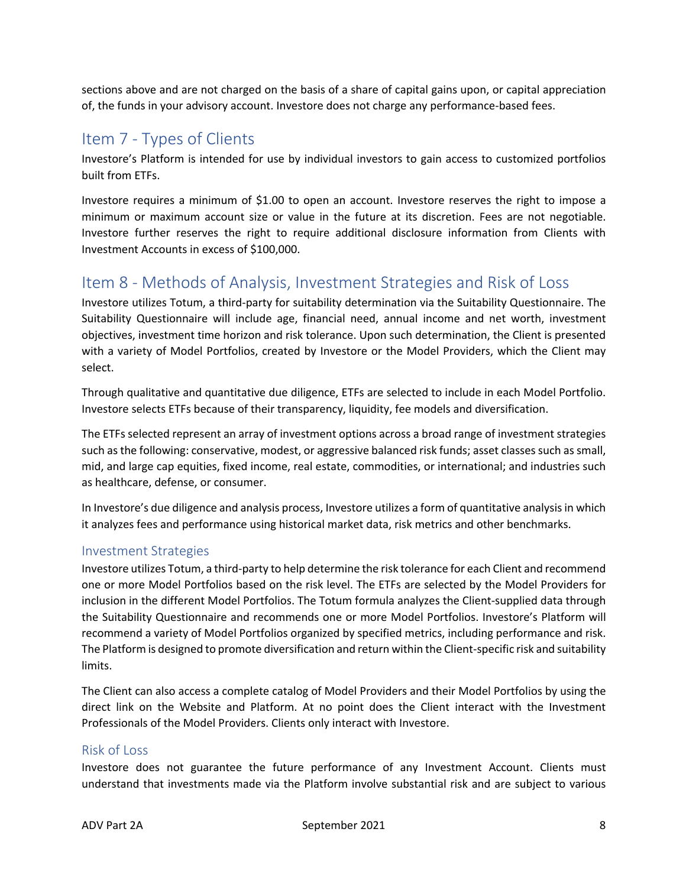sections above and are not charged on the basis of a share of capital gains upon, or capital appreciation of, the funds in your advisory account. Investore does not charge any performance-based fees.

## Item 7 - Types of Clients

Investore's Platform is intended for use by individual investors to gain access to customized portfolios built from ETFs.

Investore requires a minimum of $1.00 to open an account. Investore reserves the right to impose a minimum or maximum account size or value in the future at its discretion. Fees are not negotiable. Investore further reserves the right to require additional disclosure information from Clients with Investment Accounts in excess of $100,000.

## Item 8 - Methods of Analysis, Investment Strategies and Risk of Loss

Investore utilizes Totum, a third-party for suitability determination via the Suitability Questionnaire. The Suitability Questionnaire will include age, financial need, annual income and net worth, investment objectives, investment time horizon and risk tolerance. Upon such determination, the Client is presented with a variety of Model Portfolios, created by Investore or the Model Providers, which the Client may select.

Through qualitative and quantitative due diligence, ETFs are selected to include in each Model Portfolio. Investore selects ETFs because of their transparency, liquidity, fee models and diversification.

The ETFs selected represent an array of investment options across a broad range of investment strategies such as the following: conservative, modest, or aggressive balanced risk funds; asset classes such as small, mid, and large cap equities, fixed income, real estate, commodities, or international; and industries such as healthcare, defense, or consumer.

In Investore's due diligence and analysis process, Investore utilizes a form of quantitative analysis in which it analyzes fees and performance using historical market data, risk metrics and other benchmarks.

### Investment Strategies

Investore utilizes Totum, a third-party to help determine the risk tolerance for each Client and recommend one or more Model Portfolios based on the risk level. The ETFs are selected by the Model Providers for inclusion in the different Model Portfolios. The Totum formula analyzes the Client-supplied data through the Suitability Questionnaire and recommends one or more Model Portfolios. Investore's Platform will recommend a variety of Model Portfolios organized by specified metrics, including performance and risk. The Platform is designed to promote diversification and return within the Client-specific risk and suitability limits.

The Client can also access a complete catalog of Model Providers and their Model Portfolios by using the direct link on the Website and Platform. At no point does the Client interact with the Investment Professionals of the Model Providers. Clients only interact with Investore.

### Risk of Loss

Investore does not guarantee the future performance of any Investment Account. Clients must understand that investments made via the Platform involve substantial risk and are subject to various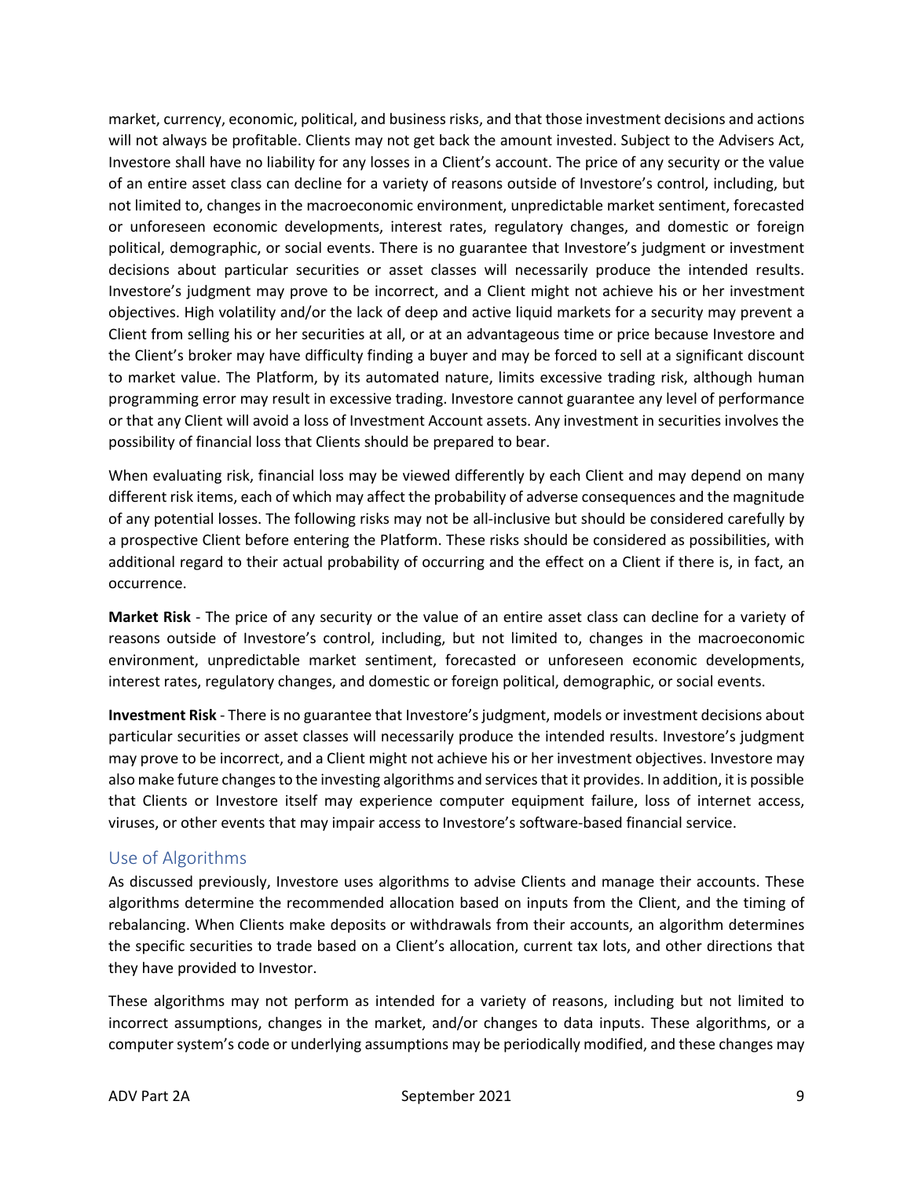market, currency, economic, political, and business risks, and that those investment decisions and actions will not always be profitable. Clients may not get back the amount invested. Subject to the Advisers Act, Investore shall have no liability for any losses in a Client's account. The price of any security or the value of an entire asset class can decline for a variety of reasons outside of Investore's control, including, but not limited to, changes in the macroeconomic environment, unpredictable market sentiment, forecasted or unforeseen economic developments, interest rates, regulatory changes, and domestic or foreign political, demographic, or social events. There is no guarantee that Investore's judgment or investment decisions about particular securities or asset classes will necessarily produce the intended results. Investore's judgment may prove to be incorrect, and a Client might not achieve his or her investment objectives. High volatility and/or the lack of deep and active liquid markets for a security may prevent a Client from selling his or her securities at all, or at an advantageous time or price because Investore and the Client's broker may have difficulty finding a buyer and may be forced to sell at a significant discount to market value. The Platform, by its automated nature, limits excessive trading risk, although human programming error may result in excessive trading. Investore cannot guarantee any level of performance or that any Client will avoid a loss of Investment Account assets. Any investment in securities involves the possibility of financial loss that Clients should be prepared to bear.

When evaluating risk, financial loss may be viewed differently by each Client and may depend on many different risk items, each of which may affect the probability of adverse consequences and the magnitude of any potential losses. The following risks may not be all-inclusive but should be considered carefully by a prospective Client before entering the Platform. These risks should be considered as possibilities, with additional regard to their actual probability of occurring and the effect on a Client if there is, in fact, an occurrence.

**Market Risk** - The price of any security or the value of an entire asset class can decline for a variety of reasons outside of Investore's control, including, but not limited to, changes in the macroeconomic environment, unpredictable market sentiment, forecasted or unforeseen economic developments, interest rates, regulatory changes, and domestic or foreign political, demographic, or social events.

**Investment Risk** - There is no guarantee that Investore's judgment, models or investment decisions about particular securities or asset classes will necessarily produce the intended results. Investore's judgment may prove to be incorrect, and a Client might not achieve his or her investment objectives. Investore may also make future changes to the investing algorithms and services that it provides. In addition, it is possible that Clients or Investore itself may experience computer equipment failure, loss of internet access, viruses, or other events that may impair access to Investore's software-based financial service.

## Use of Algorithms

As discussed previously, Investore uses algorithms to advise Clients and manage their accounts. These algorithms determine the recommended allocation based on inputs from the Client, and the timing of rebalancing. When Clients make deposits or withdrawals from their accounts, an algorithm determines the specific securities to trade based on a Client's allocation, current tax lots, and other directions that they have provided to Investor.

These algorithms may not perform as intended for a variety of reasons, including but not limited to incorrect assumptions, changes in the market, and/or changes to data inputs. These algorithms, or a computer system's code or underlying assumptions may be periodically modified, and these changes may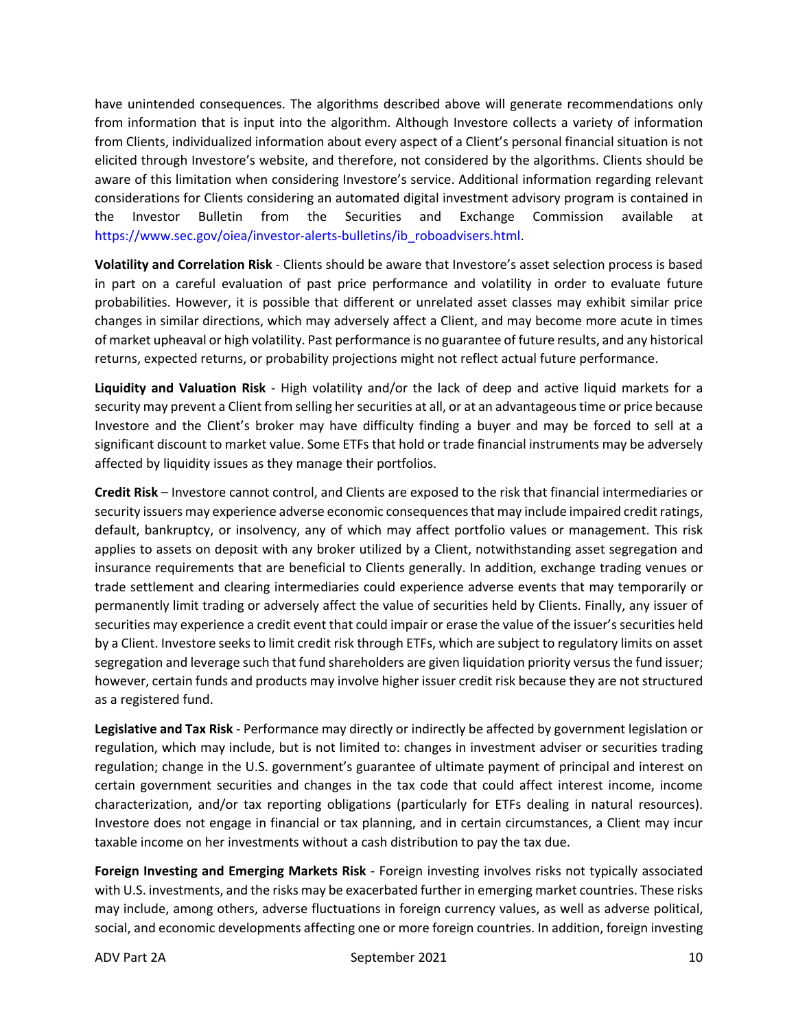have unintended consequences. The algorithms described above will generate recommendations only from information that is input into the algorithm. Although Investore collects a variety of information from Clients, individualized information about every aspect of a Client's personal financial situation is not elicited through Investore's website, and therefore, not considered by the algorithms. Clients should be aware of this limitation when considering Investore's service. Additional information regarding relevant considerations for Clients considering an automated digital investment advisory program is contained in the Investor Bulletin from the Securities and Exchange Commission available at https://www.sec.gov/oiea/investor-alerts-bulletins/ib_roboadvisers.html.

**Volatility and Correlation Risk** - Clients should be aware that Investore's asset selection process is based in part on a careful evaluation of past price performance and volatility in order to evaluate future probabilities. However, it is possible that different or unrelated asset classes may exhibit similar price changes in similar directions, which may adversely affect a Client, and may become more acute in times of market upheaval or high volatility. Past performance is no guarantee of future results, and any historical returns, expected returns, or probability projections might not reflect actual future performance.

**Liquidity and Valuation Risk** - High volatility and/or the lack of deep and active liquid markets for a security may prevent a Client from selling her securities at all, or at an advantageous time or price because Investore and the Client's broker may have difficulty finding a buyer and may be forced to sell at a significant discount to market value. Some ETFs that hold or trade financial instruments may be adversely affected by liquidity issues as they manage their portfolios.

**Credit Risk** – Investore cannot control, and Clients are exposed to the risk that financial intermediaries or security issuers may experience adverse economic consequences that may include impaired credit ratings, default, bankruptcy, or insolvency, any of which may affect portfolio values or management. This risk applies to assets on deposit with any broker utilized by a Client, notwithstanding asset segregation and insurance requirements that are beneficial to Clients generally. In addition, exchange trading venues or trade settlement and clearing intermediaries could experience adverse events that may temporarily or permanently limit trading or adversely affect the value of securities held by Clients. Finally, any issuer of securities may experience a credit event that could impair or erase the value of the issuer's securities held by a Client. Investore seeks to limit credit risk through ETFs, which are subject to regulatory limits on asset segregation and leverage such that fund shareholders are given liquidation priority versus the fund issuer; however, certain funds and products may involve higher issuer credit risk because they are not structured as a registered fund.

**Legislative and Tax Risk** - Performance may directly or indirectly be affected by government legislation or regulation, which may include, but is not limited to: changes in investment adviser or securities trading regulation; change in the U.S. government's guarantee of ultimate payment of principal and interest on certain government securities and changes in the tax code that could affect interest income, income characterization, and/or tax reporting obligations (particularly for ETFs dealing in natural resources). Investore does not engage in financial or tax planning, and in certain circumstances, a Client may incur taxable income on her investments without a cash distribution to pay the tax due.

**Foreign Investing and Emerging Markets Risk** - Foreign investing involves risks not typically associated with U.S. investments, and the risks may be exacerbated further in emerging market countries. These risks may include, among others, adverse fluctuations in foreign currency values, as well as adverse political, social, and economic developments affecting one or more foreign countries. In addition, foreign investing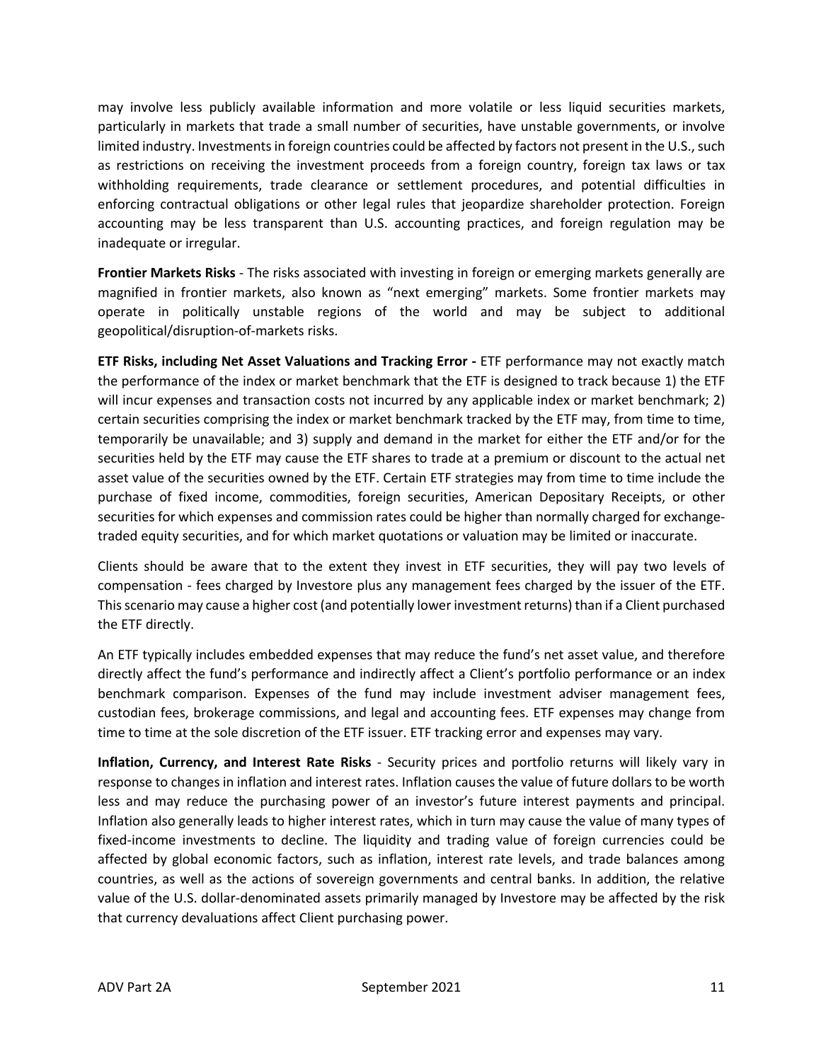may involve less publicly available information and more volatile or less liquid securities markets, particularly in markets that trade a small number of securities, have unstable governments, or involve limited industry. Investments in foreign countries could be affected by factors not present in the U.S., such as restrictions on receiving the investment proceeds from a foreign country, foreign tax laws or tax withholding requirements, trade clearance or settlement procedures, and potential difficulties in enforcing contractual obligations or other legal rules that jeopardize shareholder protection. Foreign accounting may be less transparent than U.S. accounting practices, and foreign regulation may be inadequate or irregular.

**Frontier Markets Risks** - The risks associated with investing in foreign or emerging markets generally are magnified in frontier markets, also known as "next emerging" markets. Some frontier markets may operate in politically unstable regions of the world and may be subject to additional geopolitical/disruption-of-markets risks.

**ETF Risks, including Net Asset Valuations and Tracking Error -** ETF performance may not exactly match the performance of the index or market benchmark that the ETF is designed to track because 1) the ETF will incur expenses and transaction costs not incurred by any applicable index or market benchmark; 2) certain securities comprising the index or market benchmark tracked by the ETF may, from time to time, temporarily be unavailable; and 3) supply and demand in the market for either the ETF and/or for the securities held by the ETF may cause the ETF shares to trade at a premium or discount to the actual net asset value of the securities owned by the ETF. Certain ETF strategies may from time to time include the purchase of fixed income, commodities, foreign securities, American Depositary Receipts, or other securities for which expenses and commission rates could be higher than normally charged for exchange-traded equity securities, and for which market quotations or valuation may be limited or inaccurate.

Clients should be aware that to the extent they invest in ETF securities, they will pay two levels of compensation - fees charged by Investore plus any management fees charged by the issuer of the ETF. This scenario may cause a higher cost (and potentially lower investment returns) than if a Client purchased the ETF directly.

An ETF typically includes embedded expenses that may reduce the fund's net asset value, and therefore directly affect the fund's performance and indirectly affect a Client's portfolio performance or an index benchmark comparison. Expenses of the fund may include investment adviser management fees, custodian fees, brokerage commissions, and legal and accounting fees. ETF expenses may change from time to time at the sole discretion of the ETF issuer. ETF tracking error and expenses may vary.

**Inflation, Currency, and Interest Rate Risks** - Security prices and portfolio returns will likely vary in response to changes in inflation and interest rates. Inflation causes the value of future dollars to be worth less and may reduce the purchasing power of an investor's future interest payments and principal. Inflation also generally leads to higher interest rates, which in turn may cause the value of many types of fixed-income investments to decline. The liquidity and trading value of foreign currencies could be affected by global economic factors, such as inflation, interest rate levels, and trade balances among countries, as well as the actions of sovereign governments and central banks. In addition, the relative value of the U.S. dollar-denominated assets primarily managed by Investore may be affected by the risk that currency devaluations affect Client purchasing power.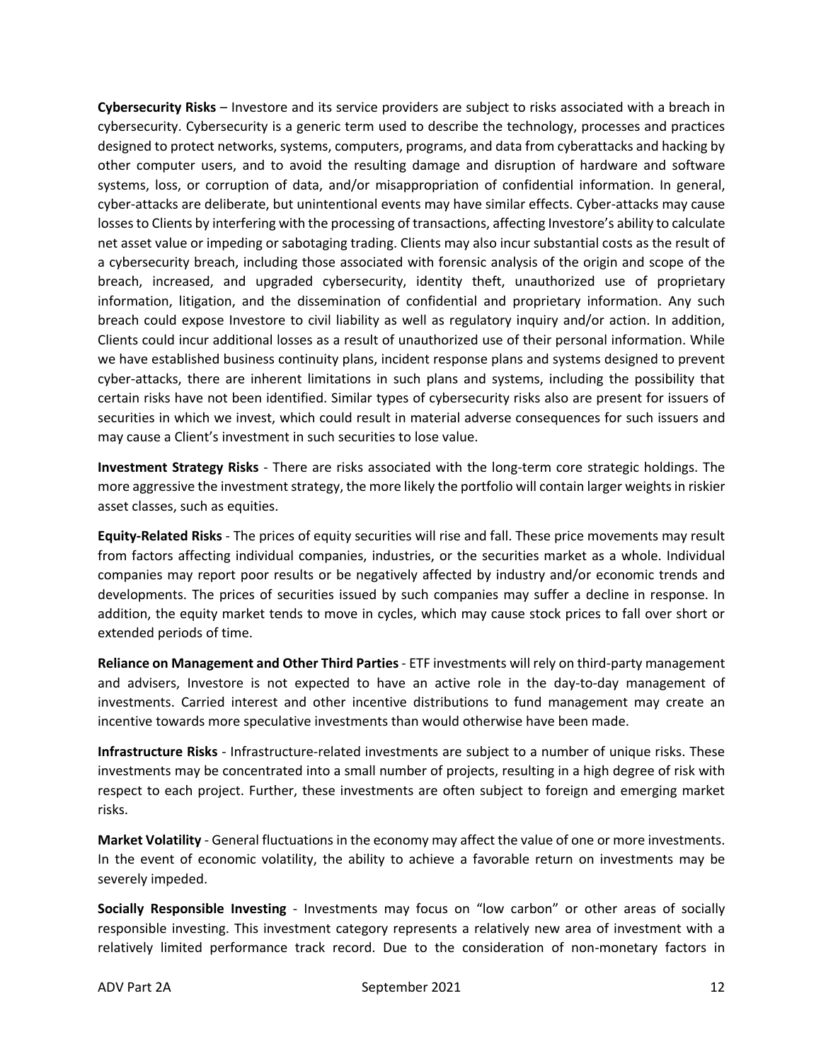**Cybersecurity Risks** – Investore and its service providers are subject to risks associated with a breach in cybersecurity. Cybersecurity is a generic term used to describe the technology, processes and practices designed to protect networks, systems, computers, programs, and data from cyberattacks and hacking by other computer users, and to avoid the resulting damage and disruption of hardware and software systems, loss, or corruption of data, and/or misappropriation of confidential information. In general, cyber-attacks are deliberate, but unintentional events may have similar effects. Cyber-attacks may cause losses to Clients by interfering with the processing of transactions, affecting Investore's ability to calculate net asset value or impeding or sabotaging trading. Clients may also incur substantial costs as the result of a cybersecurity breach, including those associated with forensic analysis of the origin and scope of the breach, increased, and upgraded cybersecurity, identity theft, unauthorized use of proprietary information, litigation, and the dissemination of confidential and proprietary information. Any such breach could expose Investore to civil liability as well as regulatory inquiry and/or action. In addition, Clients could incur additional losses as a result of unauthorized use of their personal information. While we have established business continuity plans, incident response plans and systems designed to prevent cyber-attacks, there are inherent limitations in such plans and systems, including the possibility that certain risks have not been identified. Similar types of cybersecurity risks also are present for issuers of securities in which we invest, which could result in material adverse consequences for such issuers and may cause a Client's investment in such securities to lose value.

**Investment Strategy Risks** - There are risks associated with the long-term core strategic holdings. The more aggressive the investment strategy, the more likely the portfolio will contain larger weights in riskier asset classes, such as equities.

**Equity-Related Risks** - The prices of equity securities will rise and fall. These price movements may result from factors affecting individual companies, industries, or the securities market as a whole. Individual companies may report poor results or be negatively affected by industry and/or economic trends and developments. The prices of securities issued by such companies may suffer a decline in response. In addition, the equity market tends to move in cycles, which may cause stock prices to fall over short or extended periods of time.

**Reliance on Management and Other Third Parties** - ETF investments will rely on third-party management and advisers, Investore is not expected to have an active role in the day-to-day management of investments. Carried interest and other incentive distributions to fund management may create an incentive towards more speculative investments than would otherwise have been made.

**Infrastructure Risks** - Infrastructure-related investments are subject to a number of unique risks. These investments may be concentrated into a small number of projects, resulting in a high degree of risk with respect to each project. Further, these investments are often subject to foreign and emerging market risks.

**Market Volatility** - General fluctuations in the economy may affect the value of one or more investments. In the event of economic volatility, the ability to achieve a favorable return on investments may be severely impeded.

**Socially Responsible Investing** - Investments may focus on "low carbon" or other areas of socially responsible investing. This investment category represents a relatively new area of investment with a relatively limited performance track record. Due to the consideration of non-monetary factors in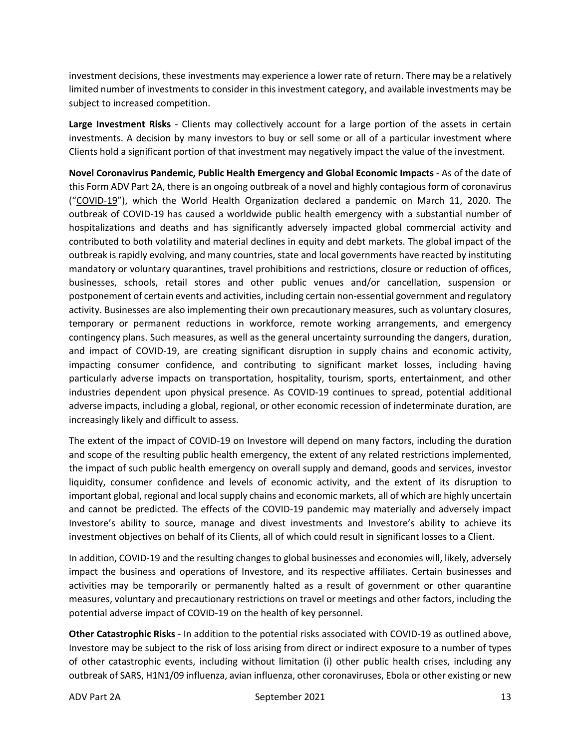investment decisions, these investments may experience a lower rate of return. There may be a relatively limited number of investments to consider in this investment category, and available investments may be subject to increased competition.

**Large Investment Risks** - Clients may collectively account for a large portion of the assets in certain investments. A decision by many investors to buy or sell some or all of a particular investment where Clients hold a significant portion of that investment may negatively impact the value of the investment.

**Novel Coronavirus Pandemic, Public Health Emergency and Global Economic Impacts** - As of the date of this Form ADV Part 2A, there is an ongoing outbreak of a novel and highly contagious form of coronavirus ("COVID-19"), which the World Health Organization declared a pandemic on March 11, 2020. The outbreak of COVID-19 has caused a worldwide public health emergency with a substantial number of hospitalizations and deaths and has significantly adversely impacted global commercial activity and contributed to both volatility and material declines in equity and debt markets. The global impact of the outbreak is rapidly evolving, and many countries, state and local governments have reacted by instituting mandatory or voluntary quarantines, travel prohibitions and restrictions, closure or reduction of offices, businesses, schools, retail stores and other public venues and/or cancellation, suspension or postponement of certain events and activities, including certain non-essential government and regulatory activity. Businesses are also implementing their own precautionary measures, such as voluntary closures, temporary or permanent reductions in workforce, remote working arrangements, and emergency contingency plans. Such measures, as well as the general uncertainty surrounding the dangers, duration, and impact of COVID-19, are creating significant disruption in supply chains and economic activity, impacting consumer confidence, and contributing to significant market losses, including having particularly adverse impacts on transportation, hospitality, tourism, sports, entertainment, and other industries dependent upon physical presence. As COVID-19 continues to spread, potential additional adverse impacts, including a global, regional, or other economic recession of indeterminate duration, are increasingly likely and difficult to assess.

The extent of the impact of COVID-19 on Investore will depend on many factors, including the duration and scope of the resulting public health emergency, the extent of any related restrictions implemented, the impact of such public health emergency on overall supply and demand, goods and services, investor liquidity, consumer confidence and levels of economic activity, and the extent of its disruption to important global, regional and local supply chains and economic markets, all of which are highly uncertain and cannot be predicted. The effects of the COVID-19 pandemic may materially and adversely impact Investore's ability to source, manage and divest investments and Investore's ability to achieve its investment objectives on behalf of its Clients, all of which could result in significant losses to a Client.

In addition, COVID-19 and the resulting changes to global businesses and economies will, likely, adversely impact the business and operations of Investore, and its respective affiliates. Certain businesses and activities may be temporarily or permanently halted as a result of government or other quarantine measures, voluntary and precautionary restrictions on travel or meetings and other factors, including the potential adverse impact of COVID-19 on the health of key personnel.

**Other Catastrophic Risks** - In addition to the potential risks associated with COVID-19 as outlined above, Investore may be subject to the risk of loss arising from direct or indirect exposure to a number of types of other catastrophic events, including without limitation (i) other public health crises, including any outbreak of SARS, H1N1/09 influenza, avian influenza, other coronaviruses, Ebola or other existing or new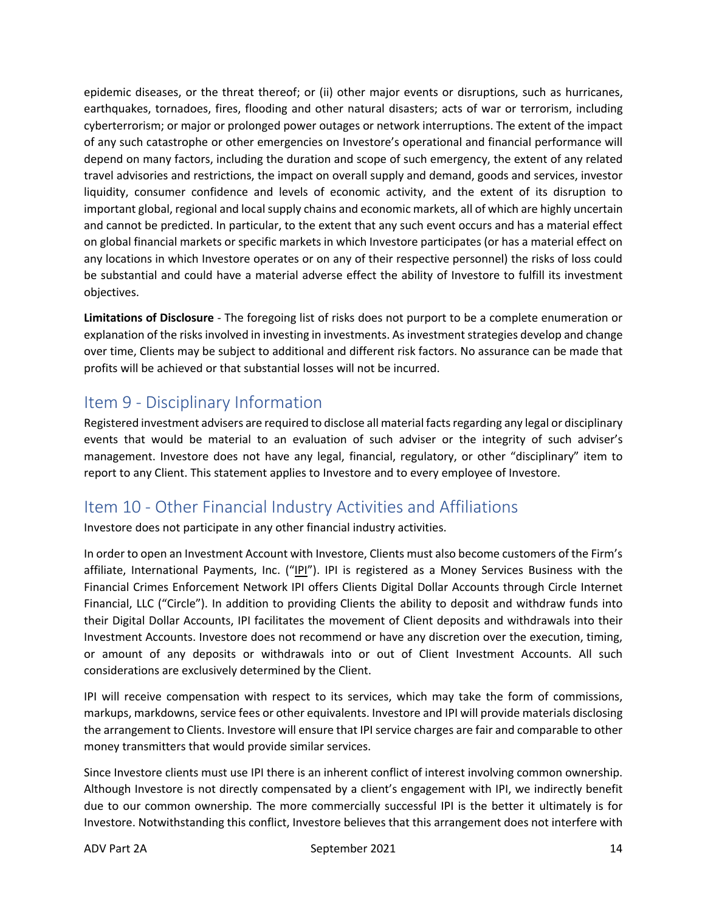epidemic diseases, or the threat thereof; or (ii) other major events or disruptions, such as hurricanes, earthquakes, tornadoes, fires, flooding and other natural disasters; acts of war or terrorism, including cyberterrorism; or major or prolonged power outages or network interruptions. The extent of the impact of any such catastrophe or other emergencies on Investore's operational and financial performance will depend on many factors, including the duration and scope of such emergency, the extent of any related travel advisories and restrictions, the impact on overall supply and demand, goods and services, investor liquidity, consumer confidence and levels of economic activity, and the extent of its disruption to important global, regional and local supply chains and economic markets, all of which are highly uncertain and cannot be predicted. In particular, to the extent that any such event occurs and has a material effect on global financial markets or specific markets in which Investore participates (or has a material effect on any locations in which Investore operates or on any of their respective personnel) the risks of loss could be substantial and could have a material adverse effect the ability of Investore to fulfill its investment objectives.

**Limitations of Disclosure** - The foregoing list of risks does not purport to be a complete enumeration or explanation of the risks involved in investing in investments. As investment strategies develop and change over time, Clients may be subject to additional and different risk factors. No assurance can be made that profits will be achieved or that substantial losses will not be incurred.

## Item 9 - Disciplinary Information

Registered investment advisers are required to disclose all material facts regarding any legal or disciplinary events that would be material to an evaluation of such adviser or the integrity of such adviser's management. Investore does not have any legal, financial, regulatory, or other "disciplinary" item to report to any Client. This statement applies to Investore and to every employee of Investore.

## Item 10 - Other Financial Industry Activities and Affiliations

Investore does not participate in any other financial industry activities.

In order to open an Investment Account with Investore, Clients must also become customers of the Firm's affiliate, International Payments, Inc. ("IPI"). IPI is registered as a Money Services Business with the Financial Crimes Enforcement Network IPI offers Clients Digital Dollar Accounts through Circle Internet Financial, LLC ("Circle"). In addition to providing Clients the ability to deposit and withdraw funds into their Digital Dollar Accounts, IPI facilitates the movement of Client deposits and withdrawals into their Investment Accounts. Investore does not recommend or have any discretion over the execution, timing, or amount of any deposits or withdrawals into or out of Client Investment Accounts. All such considerations are exclusively determined by the Client.

IPI will receive compensation with respect to its services, which may take the form of commissions, markups, markdowns, service fees or other equivalents. Investore and IPI will provide materials disclosing the arrangement to Clients. Investore will ensure that IPI service charges are fair and comparable to other money transmitters that would provide similar services.

Since Investore clients must use IPI there is an inherent conflict of interest involving common ownership. Although Investore is not directly compensated by a client's engagement with IPI, we indirectly benefit due to our common ownership. The more commercially successful IPI is the better it ultimately is for Investore. Notwithstanding this conflict, Investore believes that this arrangement does not interfere with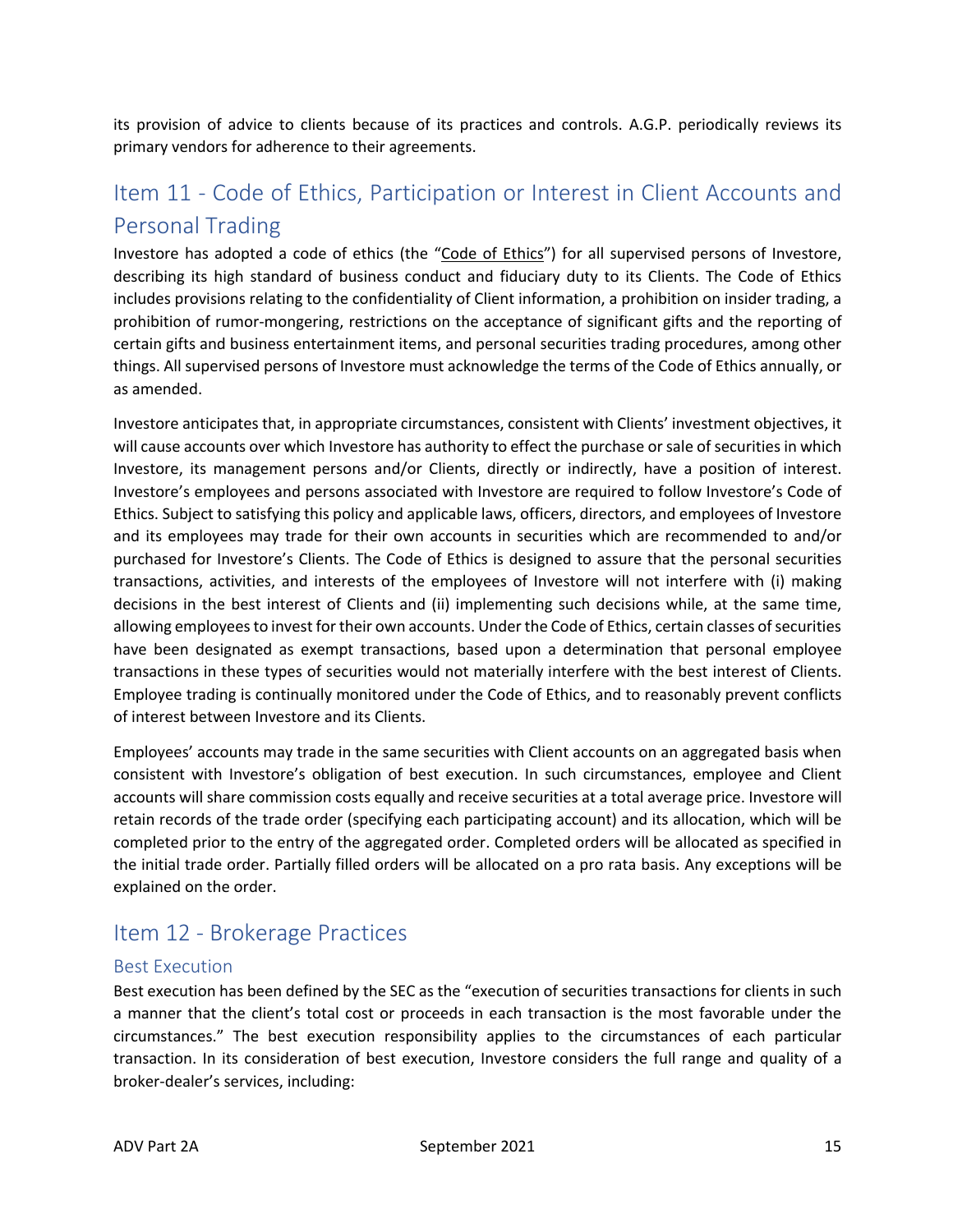its provision of advice to clients because of its practices and controls. A.G.P. periodically reviews its primary vendors for adherence to their agreements.

## Item 11 - Code of Ethics, Participation or Interest in Client Accounts and Personal Trading

Investore has adopted a code of ethics (the "Code of Ethics") for all supervised persons of Investore, describing its high standard of business conduct and fiduciary duty to its Clients. The Code of Ethics includes provisions relating to the confidentiality of Client information, a prohibition on insider trading, a prohibition of rumor-mongering, restrictions on the acceptance of significant gifts and the reporting of certain gifts and business entertainment items, and personal securities trading procedures, among other things. All supervised persons of Investore must acknowledge the terms of the Code of Ethics annually, or as amended.

Investore anticipates that, in appropriate circumstances, consistent with Clients' investment objectives, it will cause accounts over which Investore has authority to effect the purchase or sale of securities in which Investore, its management persons and/or Clients, directly or indirectly, have a position of interest. Investore's employees and persons associated with Investore are required to follow Investore's Code of Ethics. Subject to satisfying this policy and applicable laws, officers, directors, and employees of Investore and its employees may trade for their own accounts in securities which are recommended to and/or purchased for Investore's Clients. The Code of Ethics is designed to assure that the personal securities transactions, activities, and interests of the employees of Investore will not interfere with (i) making decisions in the best interest of Clients and (ii) implementing such decisions while, at the same time, allowing employees to invest for their own accounts. Under the Code of Ethics, certain classes of securities have been designated as exempt transactions, based upon a determination that personal employee transactions in these types of securities would not materially interfere with the best interest of Clients. Employee trading is continually monitored under the Code of Ethics, and to reasonably prevent conflicts of interest between Investore and its Clients.

Employees' accounts may trade in the same securities with Client accounts on an aggregated basis when consistent with Investore's obligation of best execution. In such circumstances, employee and Client accounts will share commission costs equally and receive securities at a total average price. Investore will retain records of the trade order (specifying each participating account) and its allocation, which will be completed prior to the entry of the aggregated order. Completed orders will be allocated as specified in the initial trade order. Partially filled orders will be allocated on a pro rata basis. Any exceptions will be explained on the order.

## Item 12 - Brokerage Practices

### Best Execution

Best execution has been defined by the SEC as the "execution of securities transactions for clients in such a manner that the client's total cost or proceeds in each transaction is the most favorable under the circumstances." The best execution responsibility applies to the circumstances of each particular transaction. In its consideration of best execution, Investore considers the full range and quality of a broker-dealer's services, including: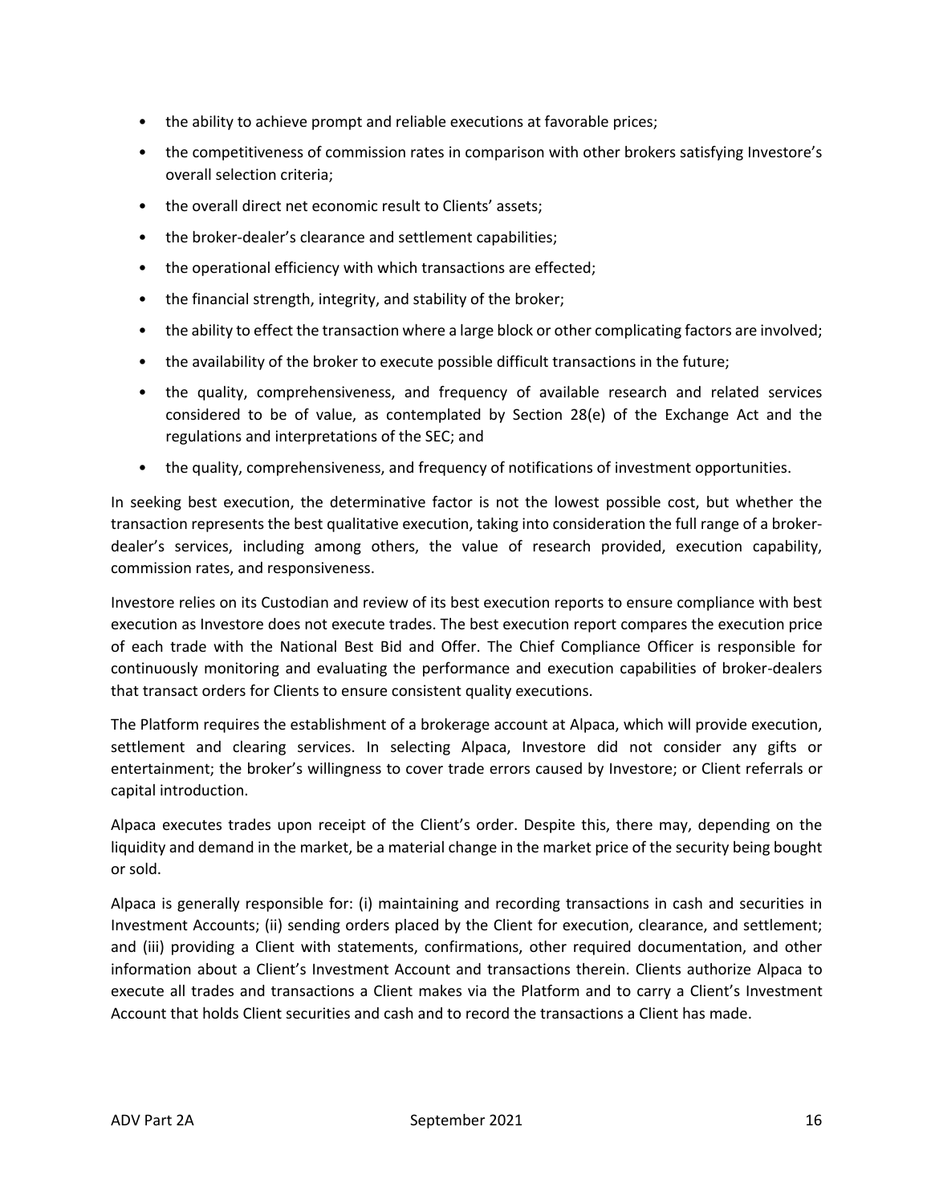- the ability to achieve prompt and reliable executions at favorable prices;
- the competitiveness of commission rates in comparison with other brokers satisfying Investore's overall selection criteria;
- the overall direct net economic result to Clients' assets;
- the broker-dealer's clearance and settlement capabilities;
- the operational efficiency with which transactions are effected;
- the financial strength, integrity, and stability of the broker;
- the ability to effect the transaction where a large block or other complicating factors are involved;
- the availability of the broker to execute possible difficult transactions in the future;
- the quality, comprehensiveness, and frequency of available research and related services considered to be of value, as contemplated by Section 28(e) of the Exchange Act and the regulations and interpretations of the SEC; and
- the quality, comprehensiveness, and frequency of notifications of investment opportunities.

In seeking best execution, the determinative factor is not the lowest possible cost, but whether the transaction represents the best qualitative execution, taking into consideration the full range of a broker-dealer's services, including among others, the value of research provided, execution capability, commission rates, and responsiveness.

Investore relies on its Custodian and review of its best execution reports to ensure compliance with best execution as Investore does not execute trades. The best execution report compares the execution price of each trade with the National Best Bid and Offer. The Chief Compliance Officer is responsible for continuously monitoring and evaluating the performance and execution capabilities of broker-dealers that transact orders for Clients to ensure consistent quality executions.

The Platform requires the establishment of a brokerage account at Alpaca, which will provide execution, settlement and clearing services. In selecting Alpaca, Investore did not consider any gifts or entertainment; the broker's willingness to cover trade errors caused by Investore; or Client referrals or capital introduction.

Alpaca executes trades upon receipt of the Client's order. Despite this, there may, depending on the liquidity and demand in the market, be a material change in the market price of the security being bought or sold.

Alpaca is generally responsible for: (i) maintaining and recording transactions in cash and securities in Investment Accounts; (ii) sending orders placed by the Client for execution, clearance, and settlement; and (iii) providing a Client with statements, confirmations, other required documentation, and other information about a Client's Investment Account and transactions therein. Clients authorize Alpaca to execute all trades and transactions a Client makes via the Platform and to carry a Client's Investment Account that holds Client securities and cash and to record the transactions a Client has made.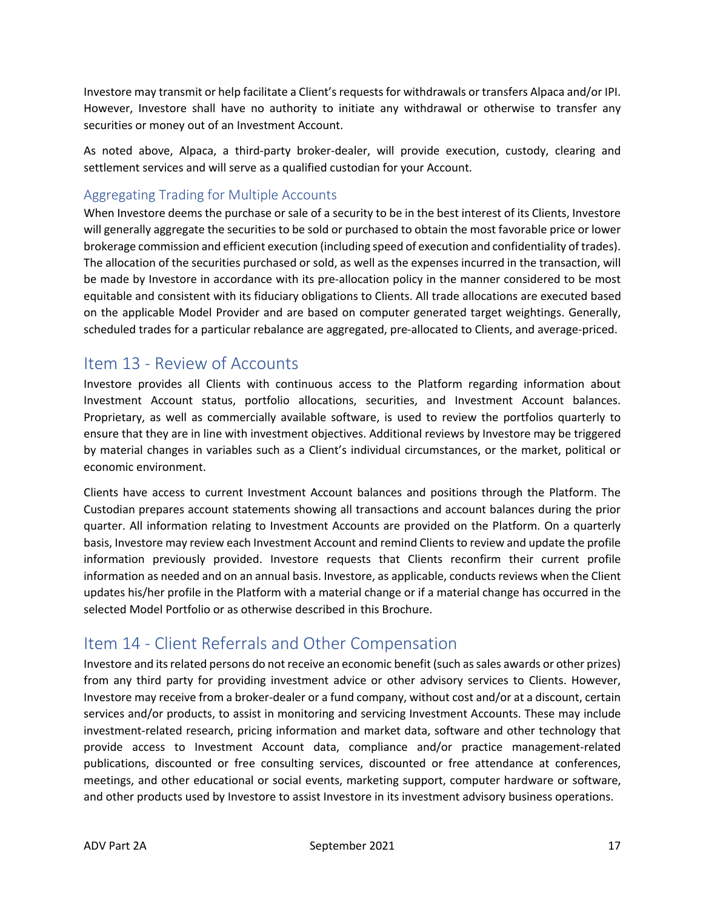Investore may transmit or help facilitate a Client's requests for withdrawals or transfers Alpaca and/or IPI. However, Investore shall have no authority to initiate any withdrawal or otherwise to transfer any securities or money out of an Investment Account.

As noted above, Alpaca, a third-party broker-dealer, will provide execution, custody, clearing and settlement services and will serve as a qualified custodian for your Account.

### Aggregating Trading for Multiple Accounts

When Investore deems the purchase or sale of a security to be in the best interest of its Clients, Investore will generally aggregate the securities to be sold or purchased to obtain the most favorable price or lower brokerage commission and efficient execution (including speed of execution and confidentiality of trades). The allocation of the securities purchased or sold, as well as the expenses incurred in the transaction, will be made by Investore in accordance with its pre-allocation policy in the manner considered to be most equitable and consistent with its fiduciary obligations to Clients. All trade allocations are executed based on the applicable Model Provider and are based on computer generated target weightings. Generally, scheduled trades for a particular rebalance are aggregated, pre-allocated to Clients, and average-priced.

## Item 13 - Review of Accounts

Investore provides all Clients with continuous access to the Platform regarding information about Investment Account status, portfolio allocations, securities, and Investment Account balances. Proprietary, as well as commercially available software, is used to review the portfolios quarterly to ensure that they are in line with investment objectives. Additional reviews by Investore may be triggered by material changes in variables such as a Client's individual circumstances, or the market, political or economic environment.

Clients have access to current Investment Account balances and positions through the Platform. The Custodian prepares account statements showing all transactions and account balances during the prior quarter. All information relating to Investment Accounts are provided on the Platform. On a quarterly basis, Investore may review each Investment Account and remind Clients to review and update the profile information previously provided. Investore requests that Clients reconfirm their current profile information as needed and on an annual basis. Investore, as applicable, conducts reviews when the Client updates his/her profile in the Platform with a material change or if a material change has occurred in the selected Model Portfolio or as otherwise described in this Brochure.

## Item 14 - Client Referrals and Other Compensation

Investore and its related persons do not receive an economic benefit (such as sales awards or other prizes) from any third party for providing investment advice or other advisory services to Clients. However, Investore may receive from a broker-dealer or a fund company, without cost and/or at a discount, certain services and/or products, to assist in monitoring and servicing Investment Accounts. These may include investment-related research, pricing information and market data, software and other technology that provide access to Investment Account data, compliance and/or practice management-related publications, discounted or free consulting services, discounted or free attendance at conferences, meetings, and other educational or social events, marketing support, computer hardware or software, and other products used by Investore to assist Investore in its investment advisory business operations.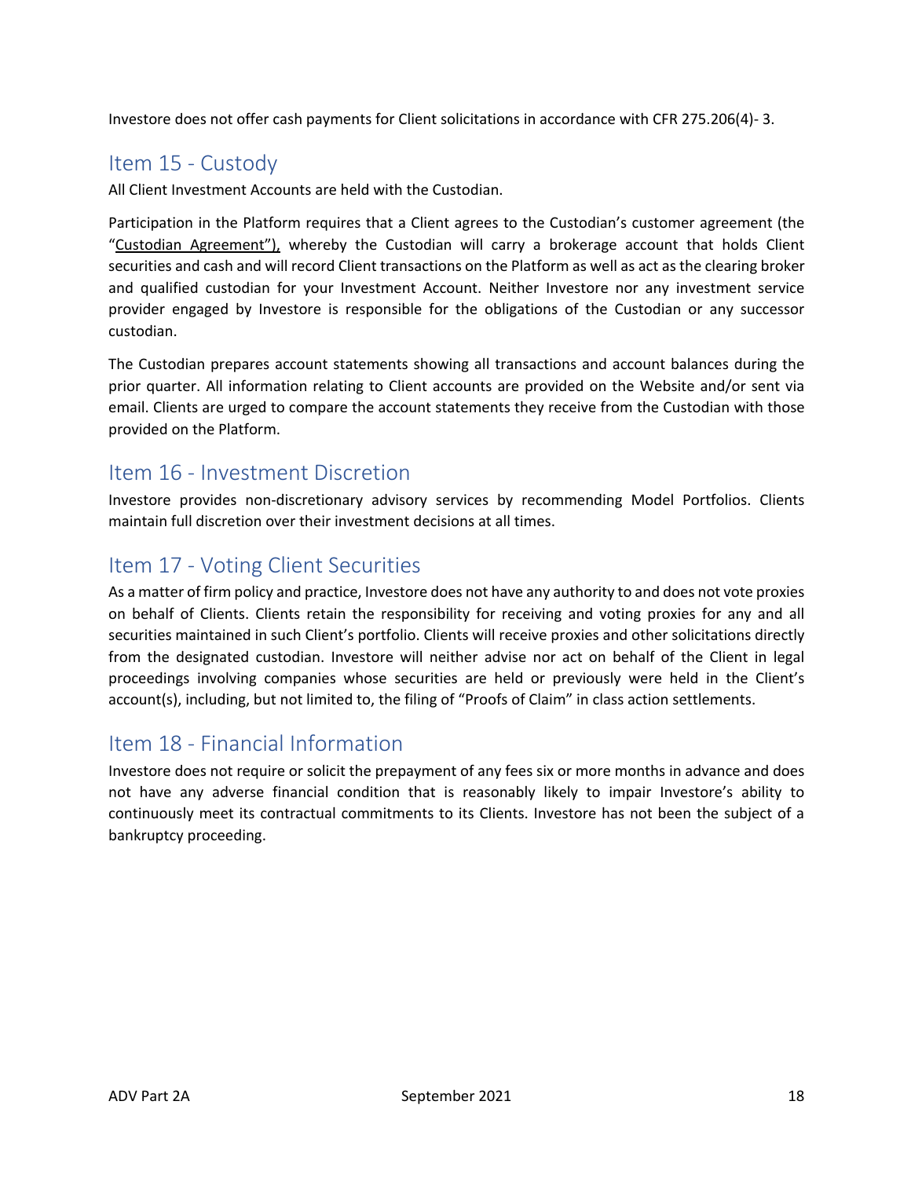Investore does not offer cash payments for Client solicitations in accordance with CFR 275.206(4)- 3.

## Item 15 - Custody

All Client Investment Accounts are held with the Custodian.

Participation in the Platform requires that a Client agrees to the Custodian's customer agreement (the "Custodian Agreement"), whereby the Custodian will carry a brokerage account that holds Client securities and cash and will record Client transactions on the Platform as well as act as the clearing broker and qualified custodian for your Investment Account. Neither Investore nor any investment service provider engaged by Investore is responsible for the obligations of the Custodian or any successor custodian.

The Custodian prepares account statements showing all transactions and account balances during the prior quarter. All information relating to Client accounts are provided on the Website and/or sent via email. Clients are urged to compare the account statements they receive from the Custodian with those provided on the Platform.

## Item 16 - Investment Discretion

Investore provides non-discretionary advisory services by recommending Model Portfolios. Clients maintain full discretion over their investment decisions at all times.

## Item 17 - Voting Client Securities

As a matter of firm policy and practice, Investore does not have any authority to and does not vote proxies on behalf of Clients. Clients retain the responsibility for receiving and voting proxies for any and all securities maintained in such Client's portfolio. Clients will receive proxies and other solicitations directly from the designated custodian. Investore will neither advise nor act on behalf of the Client in legal proceedings involving companies whose securities are held or previously were held in the Client's account(s), including, but not limited to, the filing of "Proofs of Claim" in class action settlements.

## Item 18 - Financial Information

Investore does not require or solicit the prepayment of any fees six or more months in advance and does not have any adverse financial condition that is reasonably likely to impair Investore's ability to continuously meet its contractual commitments to its Clients. Investore has not been the subject of a bankruptcy proceeding.